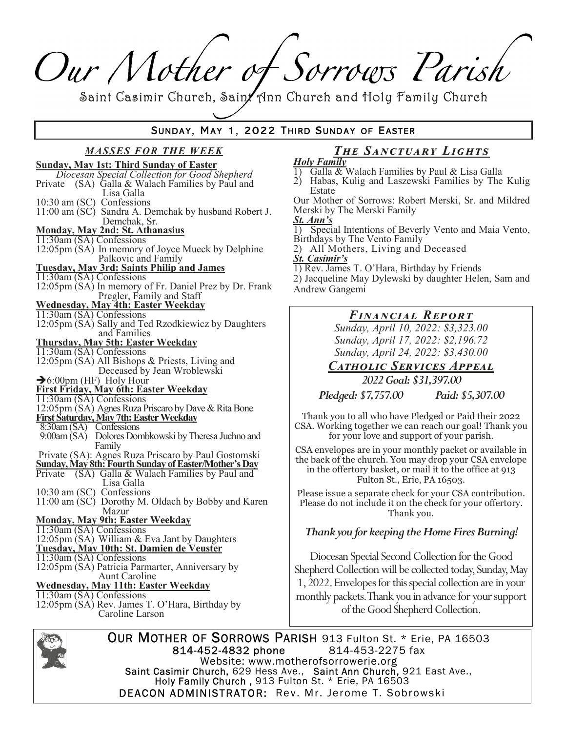# Our Mother of Sorrows Parish

Saint Casimir Church, Saint Ann Church and Holy Family Church

## Sunday, May 1, 2022 Third Sunday of Easter

### *Masses for the Week*

**Sunday, May 1st: Third Sunday of Easter**

*Diocesan Special Collection for Good Shepherd*

Private (SA) Galla & Walach Families by Paul and Lisa Galla

10:30 am (SC) Confessions

11:00 am (SC) Sandra A. Demchak by husband Robert J. Demchak, Sr.

**Monday, May 2nd: St. Athanasius**

11:30am (SA) Confessions

12:05pm (SA) In memory of Joyce Mueck by Delphine Palkovic and Family

**Tuesday, May 3rd: Saints Philip and James**

11:30am (SA) Confessions

12:05pm (SA) In memory of Fr. Daniel Prez by Dr. Frank Pregler, Family and Staff

**Wednesday, May 4th: Easter Weekday**

11:30am (SA) Confessions

12:05pm (SA) Sally and Ted Rzodkiewicz by Daughters and Families

**Thursday, May 5th: Easter Weekday**

11:30am (SA) Confessions

12:05pm (SA) All Bishops & Priests, Living and Deceased by Jean Wroblewski

➔6:00pm (HF) Holy Hour

**First Friday, May 6th: Easter Weekday**

11:30am (SA) Confessions

12:05pm (SA) Agnes Ruza Priscaro by Dave & Rita Bone

**First Saturday, May 7th: Easter Weekday**

8:30am (SA) Confessions

9:00am (SA) Dolores Dombkowski by Theresa Juchno and Family

Private (SA): Agnes Ruza Priscaro by Paul Gostomski

**Sunday, May 8th: Fourth Sunday of Easter/Mother's Day**

Private (SA) Galla & Walach Families by Paul and Lisa Galla

10:30 am (SC) Confessions

11:00 am (SC) Dorothy M. Oldach by Bobby and Karen Mazur

**Monday, May 9th: Easter Weekday**

11:30am (SA) Confessions

12:05pm (SA) William & Eva Jant by Daughters

**Tuesday, May 10th: St. Damien de Veuster**

11:30am (SA) Confessions

12:05pm (SA) Patricia Parmarter, Anniversary by Aunt Caroline

**Wednesday, May 11th: Easter Weekday**

11:30am (SA) Confessions

12:05pm (SA) Rev. James T. O'Hara, Birthday by Caroline Larson

### *The Sanctuary Lights*

***Holy Family***

1) Galla & Walach Families by Paul & Lisa Galla
2) Habas, Kulig and Laszewski Families by The Kulig Estate

Our Mother of Sorrows: Robert Merski, Sr. and Mildred Merski by The Merski Family

***St. Ann's***

1) Special Intentions of Beverly Vento and Maia Vento, Birthdays by The Vento Family
2) All Mothers, Living and Deceased

***St. Casimir's***

1) Rev. James T. O'Hara, Birthday by Friends
2) Jacqueline May Dylewski by daughter Helen, Sam and Andrew Gangemi

### *Financial Report*

*Sunday, April 10, 2022: $3,323.00*
*Sunday, April 17, 2022: $2,196.72*
*Sunday, April 24, 2022: $3,430.00*

### *Catholic Services Appeal*

*2022 Goal: $31,397.00*

*Pledged: $7,757.00* *Paid: $5,307.00*

Thank you to all who have Pledged or Paid their 2022 CSA. Working together we can reach our goal! Thank you for your love and support of your parish.

CSA envelopes are in your monthly packet or available in the back of the church. You may drop your CSA envelope in the offertory basket, or mail it to the office at 913 Fulton St., Erie, PA 16503.

Please issue a separate check for your CSA contribution. Please do not include it on the check for your offertory. Thank you.

***Thank you for keeping the Home Fires Burning!***

Diocesan Special Second Collection for the Good Shepherd Collection will be collected today, Sunday, May 1, 2022. Envelopes for this special collection are in your monthly packets. Thank you in advance for your support of the Good Shepherd Collection.

---

**OUR MOTHER OF SORROWS PARISH** 913 Fulton St. * Erie, PA 16503
814-452-4832 phone 814-453-2275 fax
Website: www.motherofsorrowerie.org
Saint Casimir Church, 629 Hess Ave., Saint Ann Church, 921 East Ave.,
Holy Family Church , 913 Fulton St. * Erie, PA 16503
DEACON ADMINISTRATOR: Rev. Mr. Jerome T. Sobrowski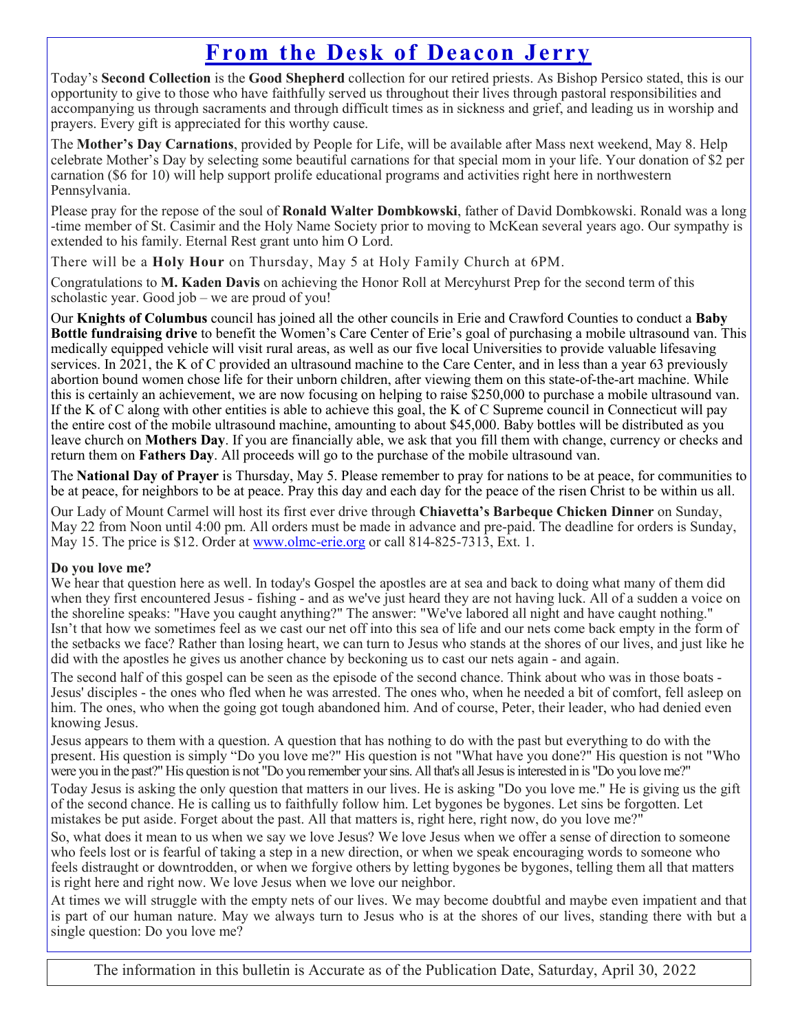# From the Desk of Deacon Jerry

Today's **Second Collection** is the **Good Shepherd** collection for our retired priests. As Bishop Persico stated, this is our opportunity to give to those who have faithfully served us throughout their lives through pastoral responsibilities and accompanying us through sacraments and through difficult times as in sickness and grief, and leading us in worship and prayers. Every gift is appreciated for this worthy cause.

The **Mother's Day Carnations**, provided by People for Life, will be available after Mass next weekend, May 8. Help celebrate Mother's Day by selecting some beautiful carnations for that special mom in your life. Your donation of $2 per carnation ($6 for 10) will help support prolife educational programs and activities right here in northwestern Pennsylvania.

Please pray for the repose of the soul of **Ronald Walter Dombkowski**, father of David Dombkowski. Ronald was a long-time member of St. Casimir and the Holy Name Society prior to moving to McKean several years ago. Our sympathy is extended to his family. Eternal Rest grant unto him O Lord.

There will be a **Holy Hour** on Thursday, May 5 at Holy Family Church at 6PM.

Congratulations to **M. Kaden Davis** on achieving the Honor Roll at Mercyhurst Prep for the second term of this scholastic year. Good job – we are proud of you!

Our **Knights of Columbus** council has joined all the other councils in Erie and Crawford Counties to conduct a **Baby Bottle fundraising drive** to benefit the Women's Care Center of Erie's goal of purchasing a mobile ultrasound van. This medically equipped vehicle will visit rural areas, as well as our five local Universities to provide valuable lifesaving services. In 2021, the K of C provided an ultrasound machine to the Care Center, and in less than a year 63 previously abortion bound women chose life for their unborn children, after viewing them on this state-of-the-art machine. While this is certainly an achievement, we are now focusing on helping to raise $250,000 to purchase a mobile ultrasound van. If the K of C along with other entities is able to achieve this goal, the K of C Supreme council in Connecticut will pay the entire cost of the mobile ultrasound machine, amounting to about $45,000. Baby bottles will be distributed as you leave church on **Mothers Day**. If you are financially able, we ask that you fill them with change, currency or checks and return them on **Fathers Day**. All proceeds will go to the purchase of the mobile ultrasound van.

The **National Day of Prayer** is Thursday, May 5. Please remember to pray for nations to be at peace, for communities to be at peace, for neighbors to be at peace. Pray this day and each day for the peace of the risen Christ to be within us all.

Our Lady of Mount Carmel will host its first ever drive through **Chiavetta's Barbeque Chicken Dinner** on Sunday, May 22 from Noon until 4:00 pm. All orders must be made in advance and pre-paid. The deadline for orders is Sunday, May 15. The price is $12. Order at www.olmc-erie.org or call 814-825-7313, Ext. 1.

**Do you love me?**

We hear that question here as well. In today's Gospel the apostles are at sea and back to doing what many of them did when they first encountered Jesus - fishing - and as we've just heard they are not having luck. All of a sudden a voice on the shoreline speaks: "Have you caught anything?" The answer: "We've labored all night and have caught nothing." Isn't that how we sometimes feel as we cast our net off into this sea of life and our nets come back empty in the form of the setbacks we face? Rather than losing heart, we can turn to Jesus who stands at the shores of our lives, and just like he did with the apostles he gives us another chance by beckoning us to cast our nets again - and again.

The second half of this gospel can be seen as the episode of the second chance. Think about who was in those boats - Jesus' disciples - the ones who fled when he was arrested. The ones who, when he needed a bit of comfort, fell asleep on him. The ones, who when the going got tough abandoned him. And of course, Peter, their leader, who had denied even knowing Jesus.

Jesus appears to them with a question. A question that has nothing to do with the past but everything to do with the present. His question is simply "Do you love me?" His question is not "What have you done?" His question is not "Who were you in the past?" His question is not "Do you remember your sins. All that's all Jesus is interested in is "Do you love me?"

Today Jesus is asking the only question that matters in our lives. He is asking "Do you love me." He is giving us the gift of the second chance. He is calling us to faithfully follow him. Let bygones be bygones. Let sins be forgotten. Let mistakes be put aside. Forget about the past. All that matters is, right here, right now, do you love me?"

So, what does it mean to us when we say we love Jesus? We love Jesus when we offer a sense of direction to someone who feels lost or is fearful of taking a step in a new direction, or when we speak encouraging words to someone who feels distraught or downtrodden, or when we forgive others by letting bygones be bygones, telling them all that matters is right here and right now. We love Jesus when we love our neighbor.

At times we will struggle with the empty nets of our lives. We may become doubtful and maybe even impatient and that is part of our human nature. May we always turn to Jesus who is at the shores of our lives, standing there with but a single question: Do you love me?

The information in this bulletin is Accurate as of the Publication Date, Saturday, April 30, 2022